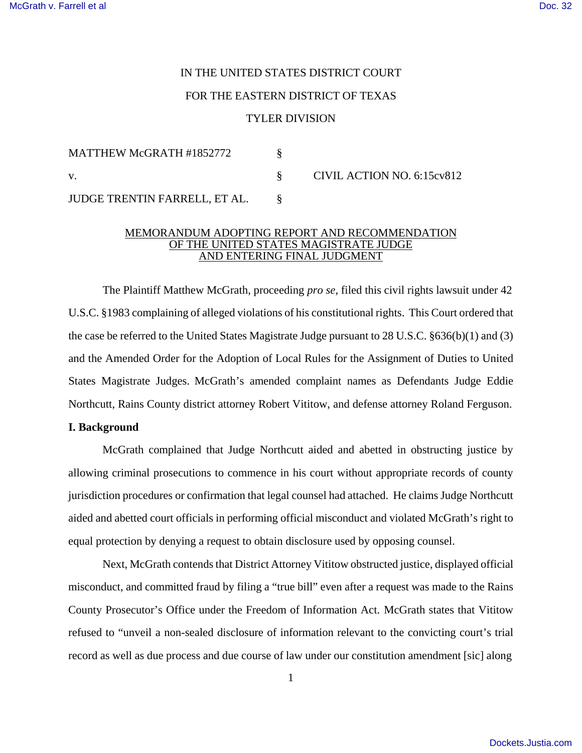IN THE UNITED STATES DISTRICT COURT

FOR THE EASTERN DISTRICT OF TEXAS

TYLER DIVISION

| | | |
|---|---|---|
| MATTHEW McGRATH #1852772 | § | |
| v. | § | CIVIL ACTION NO. 6:15cv812 |
| JUDGE TRENTIN FARRELL, ET AL. | § | |

MEMORANDUM ADOPTING REPORT AND RECOMMENDATION
OF THE UNITED STATES MAGISTRATE JUDGE
AND ENTERING FINAL JUDGMENT

The Plaintiff Matthew McGrath, proceeding *pro se*, filed this civil rights lawsuit under 42 U.S.C. §1983 complaining of alleged violations of his constitutional rights. This Court ordered that the case be referred to the United States Magistrate Judge pursuant to 28 U.S.C. §636(b)(1) and (3) and the Amended Order for the Adoption of Local Rules for the Assignment of Duties to United States Magistrate Judges. McGrath's amended complaint names as Defendants Judge Eddie Northcutt, Rains County district attorney Robert Vititow, and defense attorney Roland Ferguson.

**I. Background**

McGrath complained that Judge Northcutt aided and abetted in obstructing justice by allowing criminal prosecutions to commence in his court without appropriate records of county jurisdiction procedures or confirmation that legal counsel had attached. He claims Judge Northcutt aided and abetted court officials in performing official misconduct and violated McGrath's right to equal protection by denying a request to obtain disclosure used by opposing counsel.

Next, McGrath contends that District Attorney Vititow obstructed justice, displayed official misconduct, and committed fraud by filing a "true bill" even after a request was made to the Rains County Prosecutor's Office under the Freedom of Information Act. McGrath states that Vititow refused to "unveil a non-sealed disclosure of information relevant to the convicting court's trial record as well as due process and due course of law under our constitution amendment [sic] along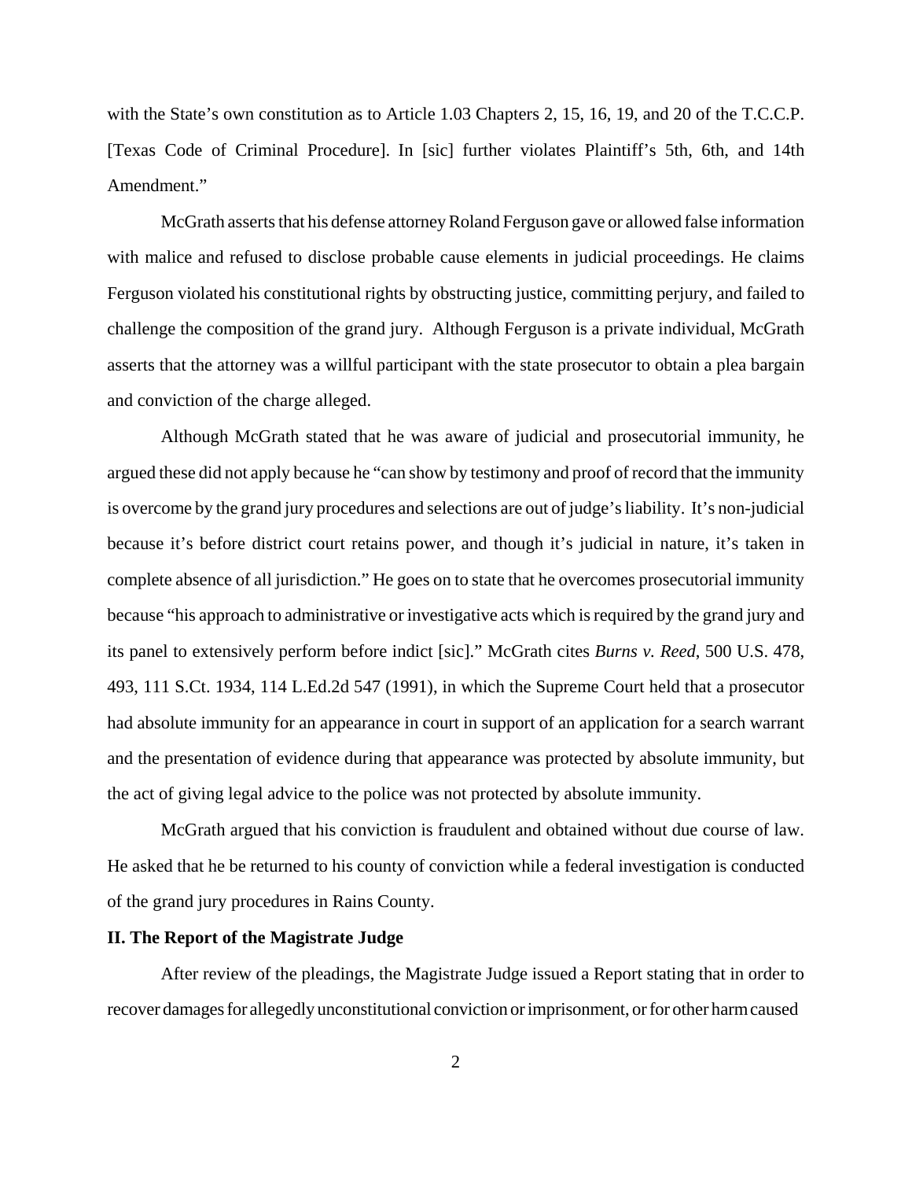with the State's own constitution as to Article 1.03 Chapters 2, 15, 16, 19, and 20 of the T.C.C.P. [Texas Code of Criminal Procedure]. In [sic] further violates Plaintiff's 5th, 6th, and 14th Amendment."

McGrath asserts that his defense attorney Roland Ferguson gave or allowed false information with malice and refused to disclose probable cause elements in judicial proceedings. He claims Ferguson violated his constitutional rights by obstructing justice, committing perjury, and failed to challenge the composition of the grand jury. Although Ferguson is a private individual, McGrath asserts that the attorney was a willful participant with the state prosecutor to obtain a plea bargain and conviction of the charge alleged.

Although McGrath stated that he was aware of judicial and prosecutorial immunity, he argued these did not apply because he "can show by testimony and proof of record that the immunity is overcome by the grand jury procedures and selections are out of judge's liability. It's non-judicial because it's before district court retains power, and though it's judicial in nature, it's taken in complete absence of all jurisdiction." He goes on to state that he overcomes prosecutorial immunity because "his approach to administrative or investigative acts which is required by the grand jury and its panel to extensively perform before indict [sic]." McGrath cites *Burns v. Reed*, 500 U.S. 478, 493, 111 S.Ct. 1934, 114 L.Ed.2d 547 (1991), in which the Supreme Court held that a prosecutor had absolute immunity for an appearance in court in support of an application for a search warrant and the presentation of evidence during that appearance was protected by absolute immunity, but the act of giving legal advice to the police was not protected by absolute immunity.

McGrath argued that his conviction is fraudulent and obtained without due course of law. He asked that he be returned to his county of conviction while a federal investigation is conducted of the grand jury procedures in Rains County.

## II. The Report of the Magistrate Judge

After review of the pleadings, the Magistrate Judge issued a Report stating that in order to recover damages for allegedly unconstitutional conviction or imprisonment, or for other harm caused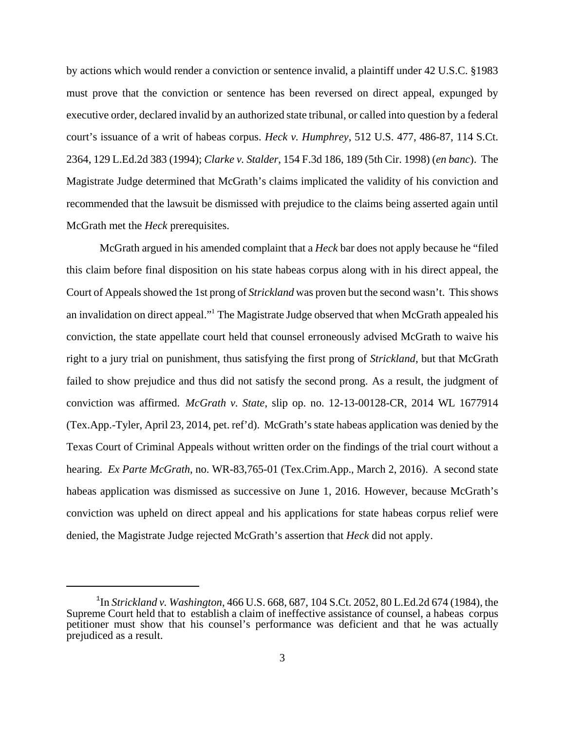by actions which would render a conviction or sentence invalid, a plaintiff under 42 U.S.C. §1983 must prove that the conviction or sentence has been reversed on direct appeal, expunged by executive order, declared invalid by an authorized state tribunal, or called into question by a federal court's issuance of a writ of habeas corpus. *Heck v. Humphrey*, 512 U.S. 477, 486-87, 114 S.Ct. 2364, 129 L.Ed.2d 383 (1994); *Clarke v. Stalder*, 154 F.3d 186, 189 (5th Cir. 1998) (*en banc*). The Magistrate Judge determined that McGrath's claims implicated the validity of his conviction and recommended that the lawsuit be dismissed with prejudice to the claims being asserted again until McGrath met the *Heck* prerequisites.

McGrath argued in his amended complaint that a *Heck* bar does not apply because he "filed this claim before final disposition on his state habeas corpus along with in his direct appeal, the Court of Appeals showed the 1st prong of *Strickland* was proven but the second wasn't. This shows an invalidation on direct appeal."[1] The Magistrate Judge observed that when McGrath appealed his conviction, the state appellate court held that counsel erroneously advised McGrath to waive his right to a jury trial on punishment, thus satisfying the first prong of *Strickland,* but that McGrath failed to show prejudice and thus did not satisfy the second prong. As a result, the judgment of conviction was affirmed. *McGrath v. State,* slip op. no. 12-13-00128-CR, 2014 WL 1677914 (Tex.App.-Tyler, April 23, 2014, pet. ref'd). McGrath's state habeas application was denied by the Texas Court of Criminal Appeals without written order on the findings of the trial court without a hearing. *Ex Parte McGrath*, no. WR-83,765-01 (Tex.Crim.App., March 2, 2016). A second state habeas application was dismissed as successive on June 1, 2016. However, because McGrath's conviction was upheld on direct appeal and his applications for state habeas corpus relief were denied, the Magistrate Judge rejected McGrath's assertion that *Heck* did not apply.

---

[1] In *Strickland v. Washington*, 466 U.S. 668, 687, 104 S.Ct. 2052, 80 L.Ed.2d 674 (1984), the Supreme Court held that to establish a claim of ineffective assistance of counsel, a habeas corpus petitioner must show that his counsel's performance was deficient and that he was actually prejudiced as a result.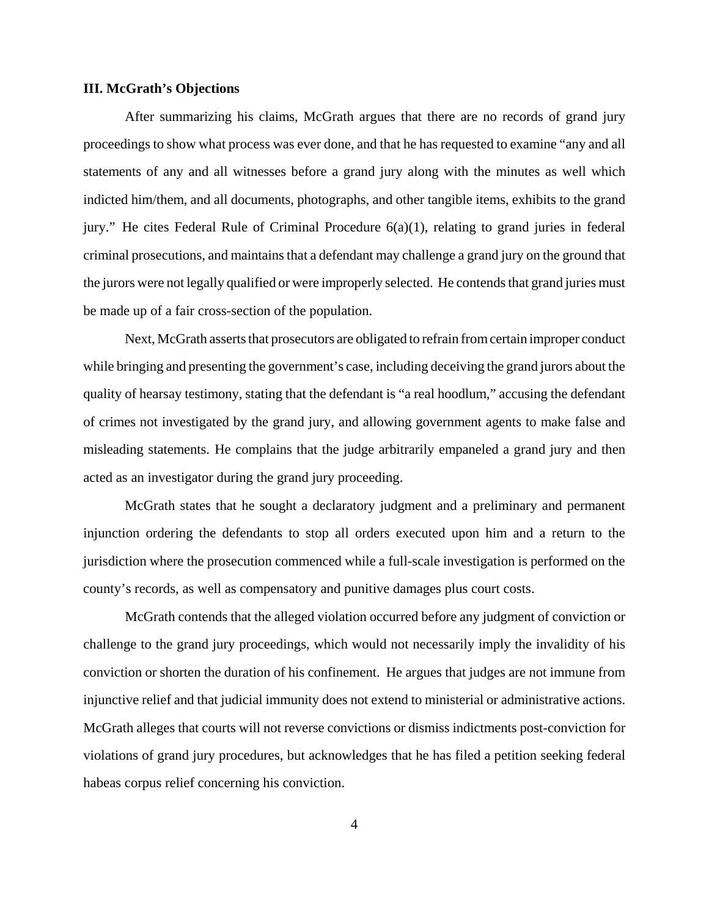### III. McGrath's Objections

After summarizing his claims, McGrath argues that there are no records of grand jury proceedings to show what process was ever done, and that he has requested to examine "any and all statements of any and all witnesses before a grand jury along with the minutes as well which indicted him/them, and all documents, photographs, and other tangible items, exhibits to the grand jury." He cites Federal Rule of Criminal Procedure 6(a)(1), relating to grand juries in federal criminal prosecutions, and maintains that a defendant may challenge a grand jury on the ground that the jurors were not legally qualified or were improperly selected. He contends that grand juries must be made up of a fair cross-section of the population.

Next, McGrath asserts that prosecutors are obligated to refrain from certain improper conduct while bringing and presenting the government's case, including deceiving the grand jurors about the quality of hearsay testimony, stating that the defendant is "a real hoodlum," accusing the defendant of crimes not investigated by the grand jury, and allowing government agents to make false and misleading statements. He complains that the judge arbitrarily empaneled a grand jury and then acted as an investigator during the grand jury proceeding.

McGrath states that he sought a declaratory judgment and a preliminary and permanent injunction ordering the defendants to stop all orders executed upon him and a return to the jurisdiction where the prosecution commenced while a full-scale investigation is performed on the county's records, as well as compensatory and punitive damages plus court costs.

McGrath contends that the alleged violation occurred before any judgment of conviction or challenge to the grand jury proceedings, which would not necessarily imply the invalidity of his conviction or shorten the duration of his confinement. He argues that judges are not immune from injunctive relief and that judicial immunity does not extend to ministerial or administrative actions. McGrath alleges that courts will not reverse convictions or dismiss indictments post-conviction for violations of grand jury procedures, but acknowledges that he has filed a petition seeking federal habeas corpus relief concerning his conviction.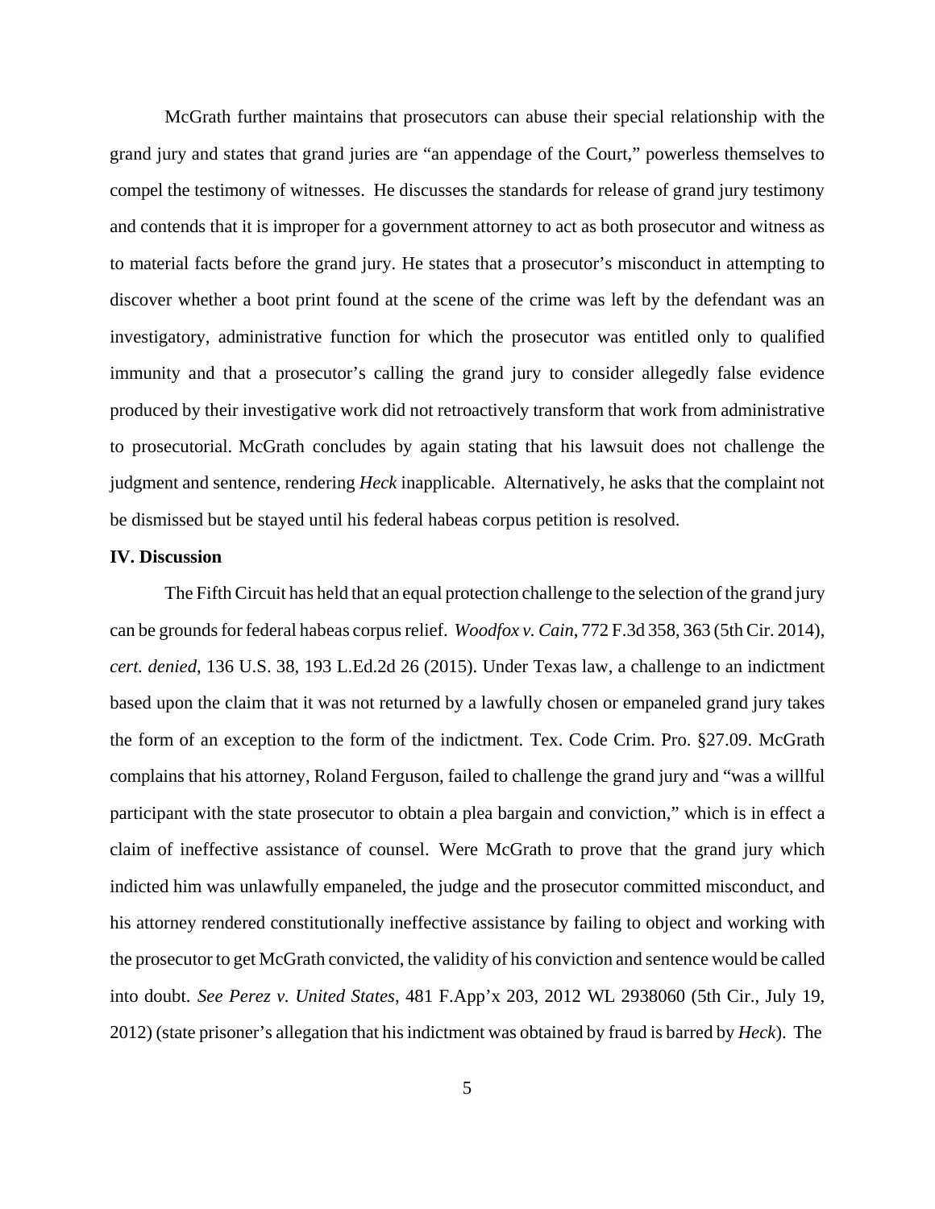McGrath further maintains that prosecutors can abuse their special relationship with the grand jury and states that grand juries are "an appendage of the Court," powerless themselves to compel the testimony of witnesses. He discusses the standards for release of grand jury testimony and contends that it is improper for a government attorney to act as both prosecutor and witness as to material facts before the grand jury. He states that a prosecutor's misconduct in attempting to discover whether a boot print found at the scene of the crime was left by the defendant was an investigatory, administrative function for which the prosecutor was entitled only to qualified immunity and that a prosecutor's calling the grand jury to consider allegedly false evidence produced by their investigative work did not retroactively transform that work from administrative to prosecutorial. McGrath concludes by again stating that his lawsuit does not challenge the judgment and sentence, rendering *Heck* inapplicable. Alternatively, he asks that the complaint not be dismissed but be stayed until his federal habeas corpus petition is resolved.

**IV. Discussion**

The Fifth Circuit has held that an equal protection challenge to the selection of the grand jury can be grounds for federal habeas corpus relief. *Woodfox v. Cain*, 772 F.3d 358, 363 (5th Cir. 2014), *cert. denied*, 136 U.S. 38, 193 L.Ed.2d 26 (2015). Under Texas law, a challenge to an indictment based upon the claim that it was not returned by a lawfully chosen or empaneled grand jury takes the form of an exception to the form of the indictment. Tex. Code Crim. Pro. §27.09. McGrath complains that his attorney, Roland Ferguson, failed to challenge the grand jury and "was a willful participant with the state prosecutor to obtain a plea bargain and conviction," which is in effect a claim of ineffective assistance of counsel. Were McGrath to prove that the grand jury which indicted him was unlawfully empaneled, the judge and the prosecutor committed misconduct, and his attorney rendered constitutionally ineffective assistance by failing to object and working with the prosecutor to get McGrath convicted, the validity of his conviction and sentence would be called into doubt. *See Perez v. United States*, 481 F.App'x 203, 2012 WL 2938060 (5th Cir., July 19, 2012) (state prisoner's allegation that his indictment was obtained by fraud is barred by *Heck*). The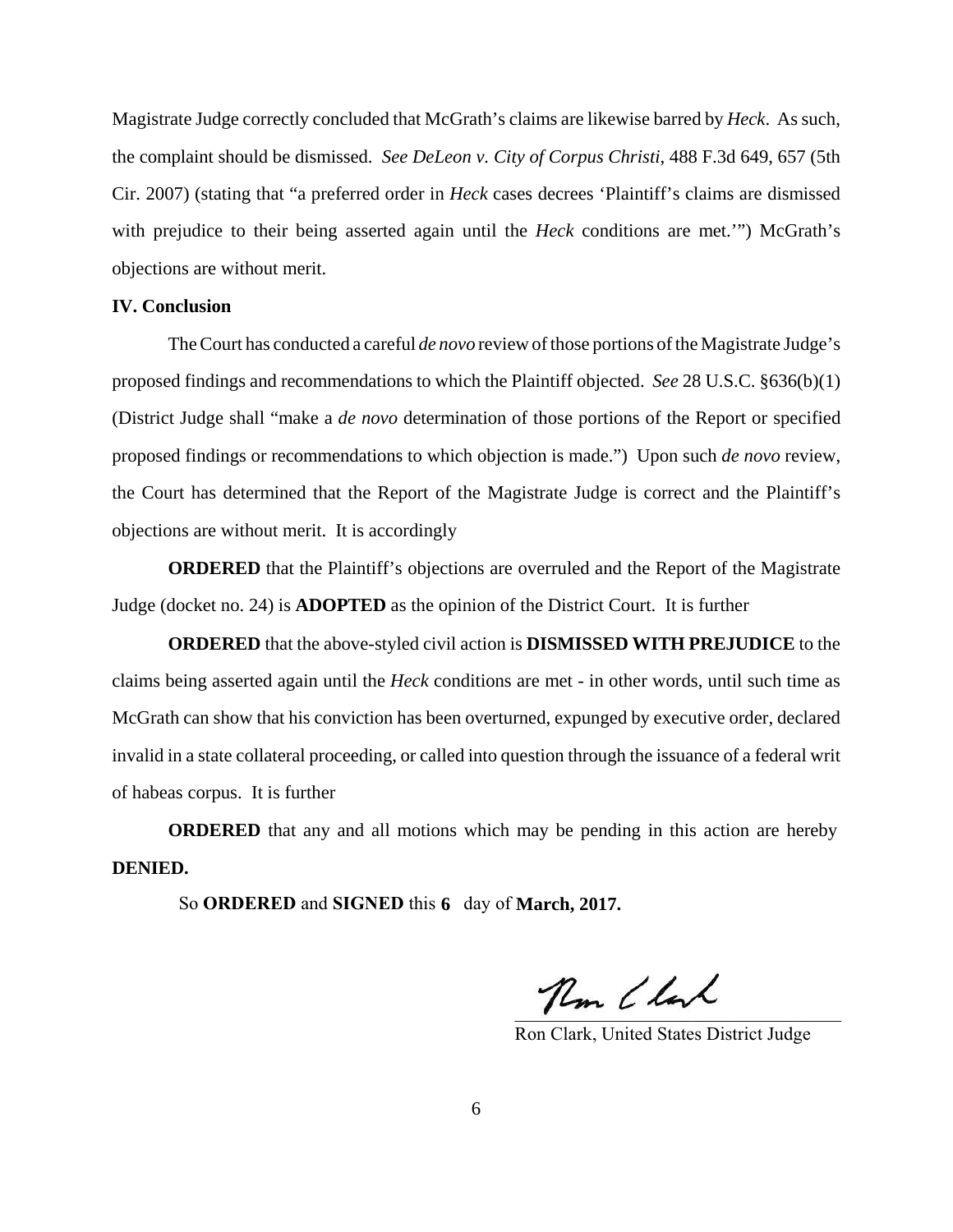Magistrate Judge correctly concluded that McGrath's claims are likewise barred by *Heck*. As such, the complaint should be dismissed. *See DeLeon v. City of Corpus Christi*, 488 F.3d 649, 657 (5th Cir. 2007) (stating that "a preferred order in *Heck* cases decrees 'Plaintiff's claims are dismissed with prejudice to their being asserted again until the *Heck* conditions are met.'") McGrath's objections are without merit.

**IV. Conclusion**

The Court has conducted a careful *de novo* review of those portions of the Magistrate Judge's proposed findings and recommendations to which the Plaintiff objected. *See* 28 U.S.C. §636(b)(1) (District Judge shall "make a *de novo* determination of those portions of the Report or specified proposed findings or recommendations to which objection is made.") Upon such *de novo* review, the Court has determined that the Report of the Magistrate Judge is correct and the Plaintiff's objections are without merit. It is accordingly

**ORDERED** that the Plaintiff's objections are overruled and the Report of the Magistrate Judge (docket no. 24) is **ADOPTED** as the opinion of the District Court. It is further

**ORDERED** that the above-styled civil action is **DISMISSED WITH PREJUDICE** to the claims being asserted again until the *Heck* conditions are met - in other words, until such time as McGrath can show that his conviction has been overturned, expunged by executive order, declared invalid in a state collateral proceeding, or called into question through the issuance of a federal writ of habeas corpus. It is further

**ORDERED** that any and all motions which may be pending in this action are hereby **DENIED.**

So **ORDERED** and **SIGNED** this **6** day of **March, 2017.**

Ron Clark, United States District Judge